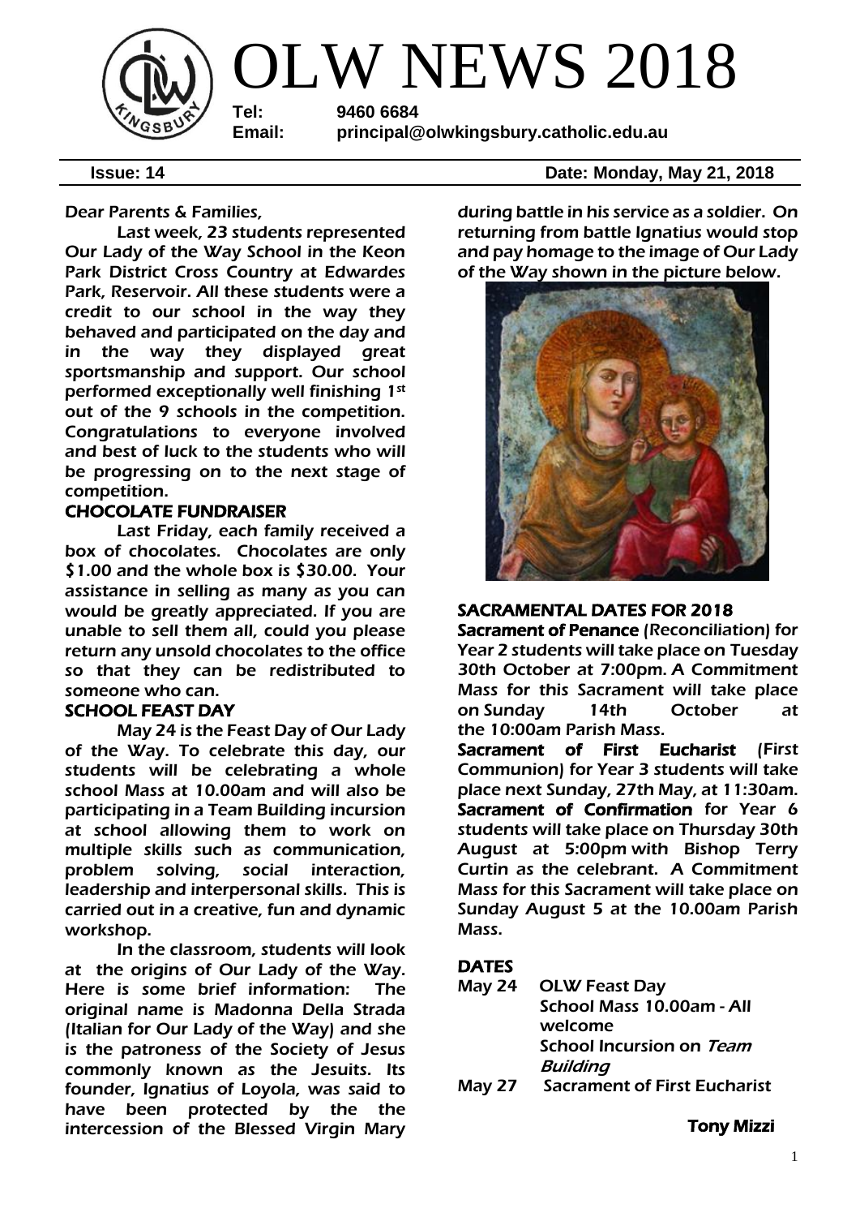# OLW NEWS 2018

**Tel:** 9460 6684
**Email:** principal@olwkingsbury.catholic.edu.au

**Issue: 14** **Date: Monday, May 21, 2018**

Dear Parents & Families,

Last week, 23 students represented Our Lady of the Way School in the Keon Park District Cross Country at Edwardes Park, Reservoir. All these students were a credit to our school in the way they behaved and participated on the day and in the way they displayed great sportsmanship and support. Our school performed exceptionally well finishing 1st out of the 9 schools in the competition. Congratulations to everyone involved and best of luck to the students who will be progressing on to the next stage of competition.

## CHOCOLATE FUNDRAISER

Last Friday, each family received a box of chocolates. Chocolates are only $1.00 and the whole box is $30.00. Your assistance in selling as many as you can would be greatly appreciated. If you are unable to sell them all, could you please return any unsold chocolates to the office so that they can be redistributed to someone who can.

## SCHOOL FEAST DAY

May 24 is the Feast Day of Our Lady of the Way. To celebrate this day, our students will be celebrating a whole school Mass at 10.00am and will also be participating in a Team Building incursion at school allowing them to work on multiple skills such as communication, problem solving, social interaction, leadership and interpersonal skills. This is carried out in a creative, fun and dynamic workshop.

In the classroom, students will look at the origins of Our Lady of the Way. Here is some brief information: The original name is Madonna Della Strada (Italian for Our Lady of the Way) and she is the patroness of the Society of Jesus commonly known as the Jesuits. Its founder, Ignatius of Loyola, was said to have been protected by the the intercession of the Blessed Virgin Mary during battle in his service as a soldier. On returning from battle Ignatius would stop and pay homage to the image of Our Lady of the Way shown in the picture below.

## SACRAMENTAL DATES FOR 2018

**Sacrament of Penance** (Reconciliation) for Year 2 students will take place on Tuesday 30th October at 7:00pm. A Commitment Mass for this Sacrament will take place on Sunday 14th October at the 10:00am Parish Mass.

**Sacrament of First Eucharist** (First Communion) for Year 3 students will take place next Sunday, 27th May, at 11:30am.

**Sacrament of Confirmation** for Year 6 students will take place on Thursday 30th August at 5:00pm with Bishop Terry Curtin as the celebrant. A Commitment Mass for this Sacrament will take place on Sunday August 5 at the 10.00am Parish Mass.

## DATES

| | |
|---|---|
| May 24 | OLW Feast Day<br>School Mass 10.00am - All welcome<br>School Incursion on *Team Building* |
| May 27 | Sacrament of First Eucharist |

**Tony Mizzi**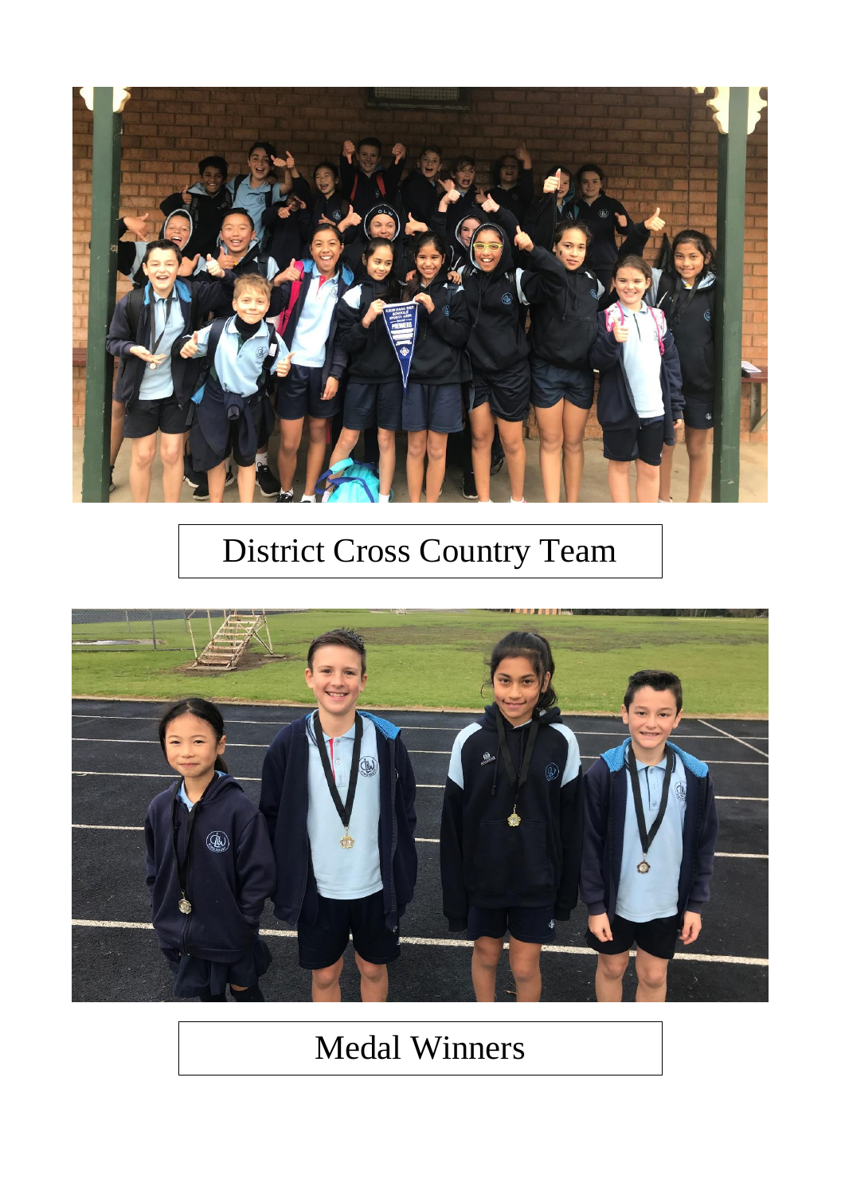District Cross Country Team

Medal Winners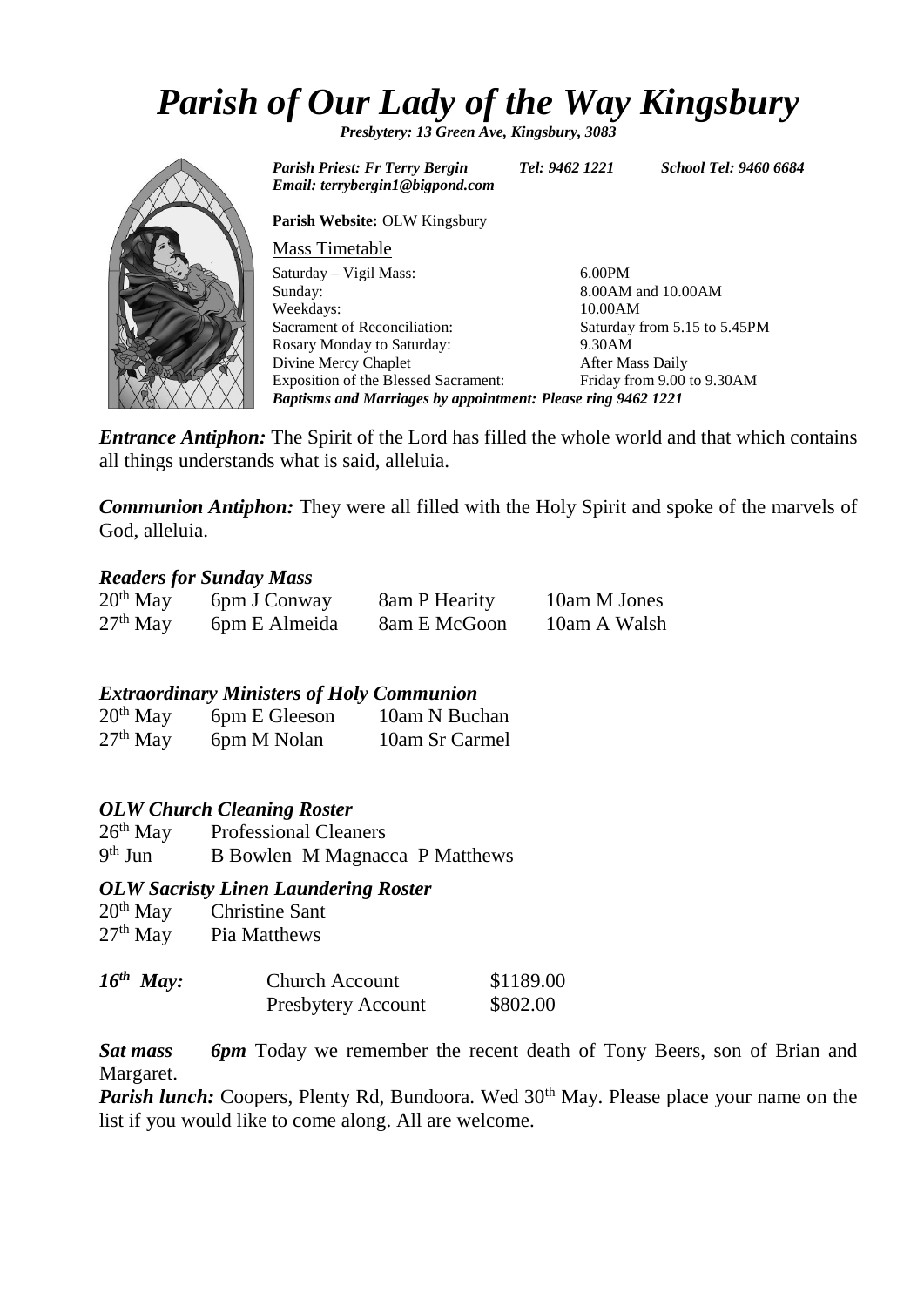# *Parish of Our Lady of the Way Kingsbury*

***Presbytery: 13 Green Ave, Kingsbury, 3083***

***Parish Priest: Fr Terry Bergin*** ***Tel: 9462 1221*** ***School Tel: 9460 6684***
***Email: terrybergin1@bigpond.com***

**Parish Website:** OLW Kingsbury

Mass Timetable

| | |
|---|---|
| Saturday – Vigil Mass: | 6.00PM |
| Sunday: | 8.00AM and 10.00AM |
| Weekdays: | 10.00AM |
| Sacrament of Reconciliation: | Saturday from 5.15 to 5.45PM |
| Rosary Monday to Saturday: | 9.30AM |
| Divine Mercy Chaplet | After Mass Daily |
| Exposition of the Blessed Sacrament: | Friday from 9.00 to 9.30AM |

***Baptisms and Marriages by appointment: Please ring 9462 1221***

***Entrance Antiphon:*** The Spirit of the Lord has filled the whole world and that which contains all things understands what is said, alleluia.

***Communion Antiphon:*** They were all filled with the Holy Spirit and spoke of the marvels of God, alleluia.

### *Readers for Sunday Mass*

| | | | |
|---|---|---|---|
| 20th May | 6pm J Conway | 8am P Hearity | 10am M Jones |
| 27th May | 6pm E Almeida | 8am E McGoon | 10am A Walsh |

### *Extraordinary Ministers of Holy Communion*

| | | |
|---|---|---|
| 20th May | 6pm E Gleeson | 10am N Buchan |
| 27th May | 6pm M Nolan | 10am Sr Carmel |

### *OLW Church Cleaning Roster*

| | |
|---|---|
| 26th May | Professional Cleaners |
| 9th Jun | B Bowlen M Magnacca P Matthews |

### *OLW Sacristy Linen Laundering Roster*

| | |
|---|---|
| 20th May | Christine Sant |
| 27th May | Pia Matthews |

| | | |
|---|---|---|
| ***16th May:*** | Church Account | \$1189.00 |
| | Presbytery Account | \$802.00 |

***Sat mass*** ***6pm*** Today we remember the recent death of Tony Beers, son of Brian and Margaret.

***Parish lunch:*** Coopers, Plenty Rd, Bundoora. Wed 30th May. Please place your name on the list if you would like to come along. All are welcome.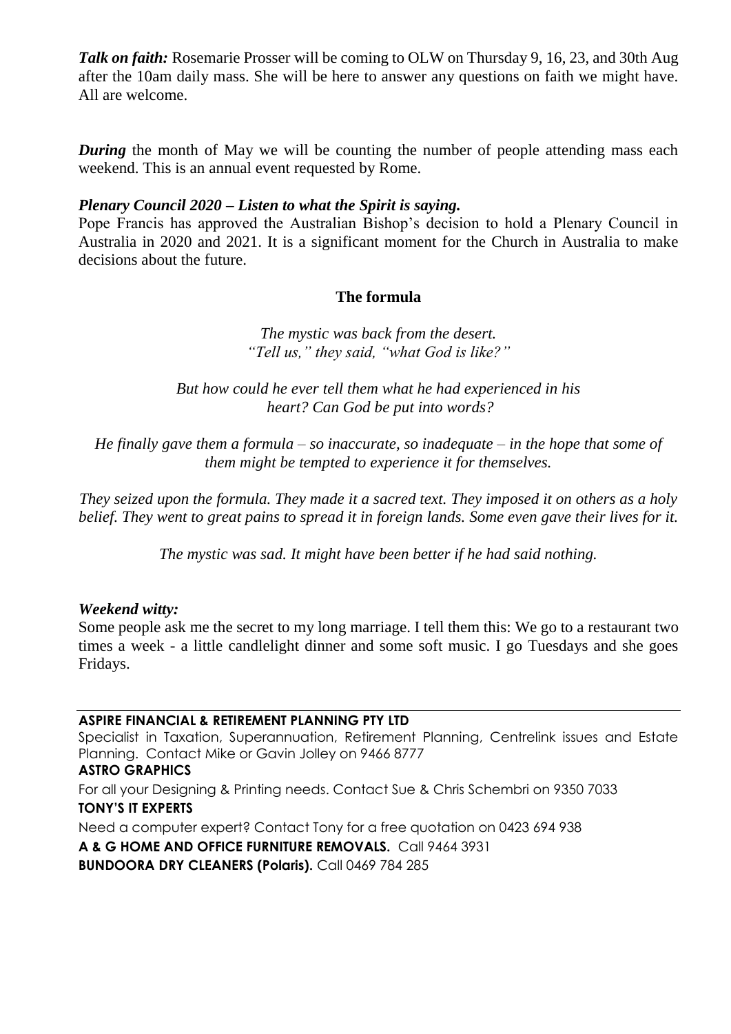***Talk on faith:*** Rosemarie Prosser will be coming to OLW on Thursday 9, 16, 23, and 30th Aug after the 10am daily mass. She will be here to answer any questions on faith we might have. All are welcome.

***During*** the month of May we will be counting the number of people attending mass each weekend. This is an annual event requested by Rome.

***Plenary Council 2020 – Listen to what the Spirit is saying.***

Pope Francis has approved the Australian Bishop's decision to hold a Plenary Council in Australia in 2020 and 2021. It is a significant moment for the Church in Australia to make decisions about the future.

**The formula**

*The mystic was back from the desert.*
*"Tell us," they said, "what God is like?"*

*But how could he ever tell them what he had experienced in his heart? Can God be put into words?*

*He finally gave them a formula – so inaccurate, so inadequate – in the hope that some of them might be tempted to experience it for themselves.*

*They seized upon the formula. They made it a sacred text. They imposed it on others as a holy belief. They went to great pains to spread it in foreign lands. Some even gave their lives for it.*

*The mystic was sad. It might have been better if he had said nothing.*

***Weekend witty:***

Some people ask me the secret to my long marriage. I tell them this: We go to a restaurant two times a week - a little candlelight dinner and some soft music. I go Tuesdays and she goes Fridays.

---

**ASPIRE FINANCIAL & RETIREMENT PLANNING PTY LTD**

Specialist in Taxation, Superannuation, Retirement Planning, Centrelink issues and Estate Planning. Contact Mike or Gavin Jolley on 9466 8777

**ASTRO GRAPHICS**

For all your Designing & Printing needs. Contact Sue & Chris Schembri on 9350 7033

**TONY'S IT EXPERTS**

Need a computer expert? Contact Tony for a free quotation on 0423 694 938

**A & G HOME AND OFFICE FURNITURE REMOVALS.** Call 9464 3931

**BUNDOORA DRY CLEANERS (Polaris).** Call 0469 784 285